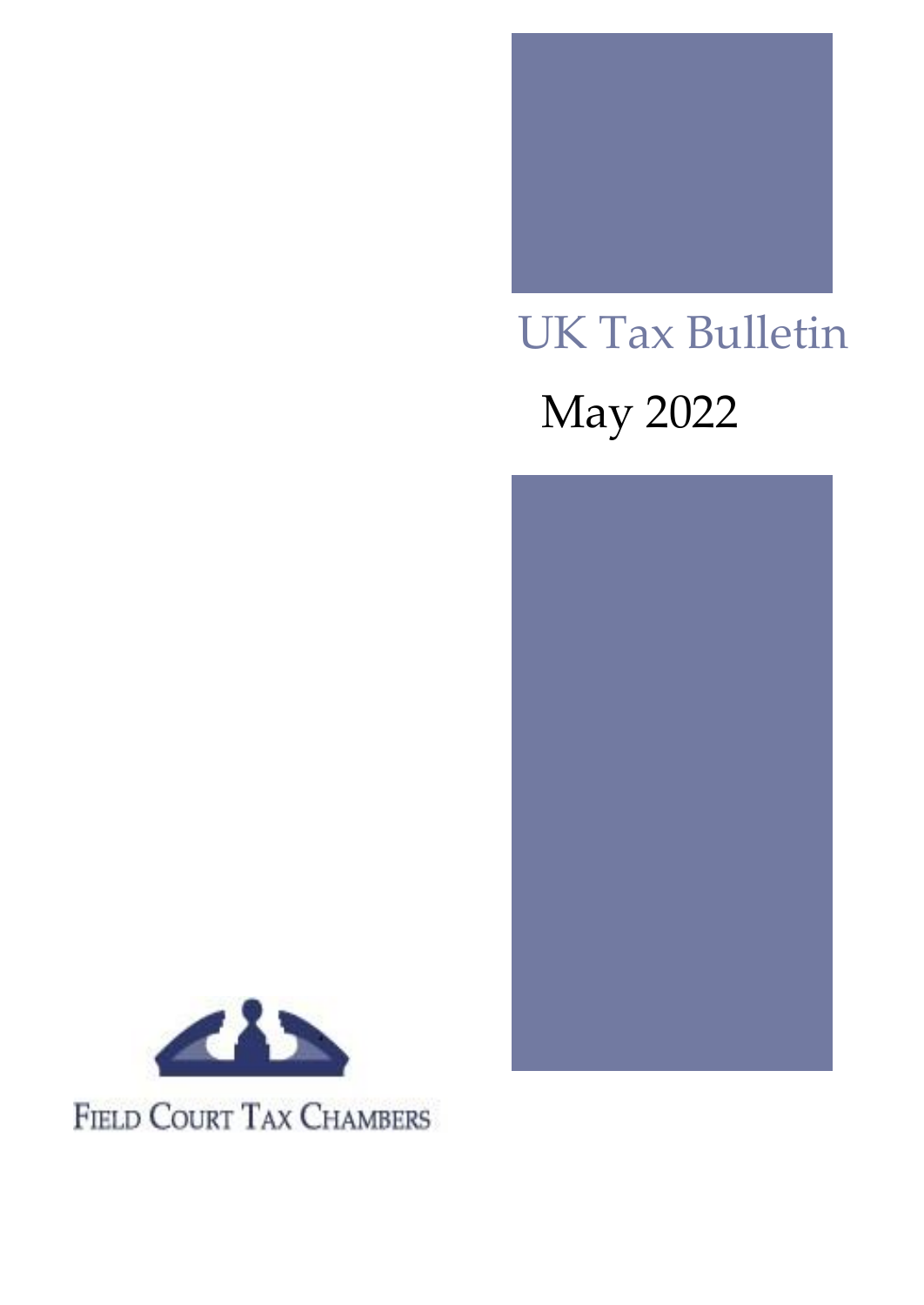# UK Tax Bulletin

## May 2022

FIELD COURT TAX CHAMBERS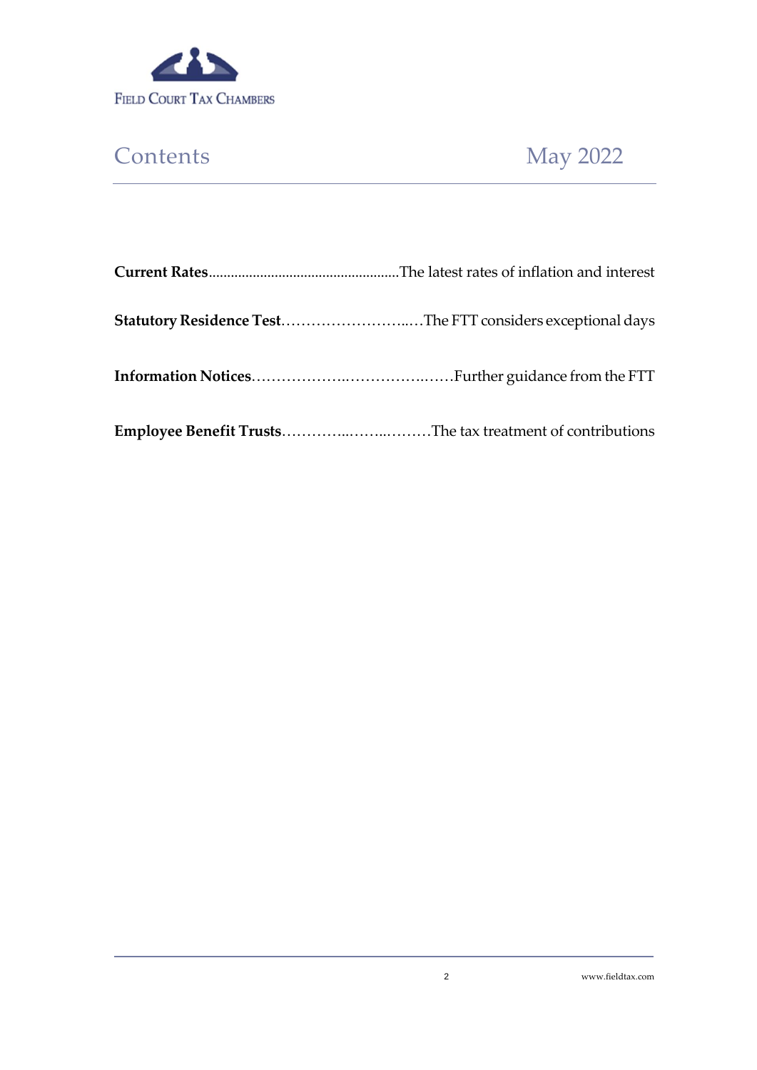FIELD COURT TAX CHAMBERS

# Contents

May 2022

**Current Rates**......................................................The latest rates of inflation and interest

**Statistical Residence Test**……………………..…The FTT considers exceptional days

**Information Notices**………………..……………..……Further guidance from the FTT

**Employee Benefit Trusts**…………..……..………The tax treatment of contributions

FIELD COURT TAX CHAMBERS

# Contents

May 2022

**Current Rates**......................................................The latest rates of inflation and interest

**Statutory Residence Test**……………………..…The FTT considers exceptional days

**Information Notices**………………..……………..……Further guidance from the FTT

**Employee Benefit Trusts**…………..……..………The tax treatment of contributions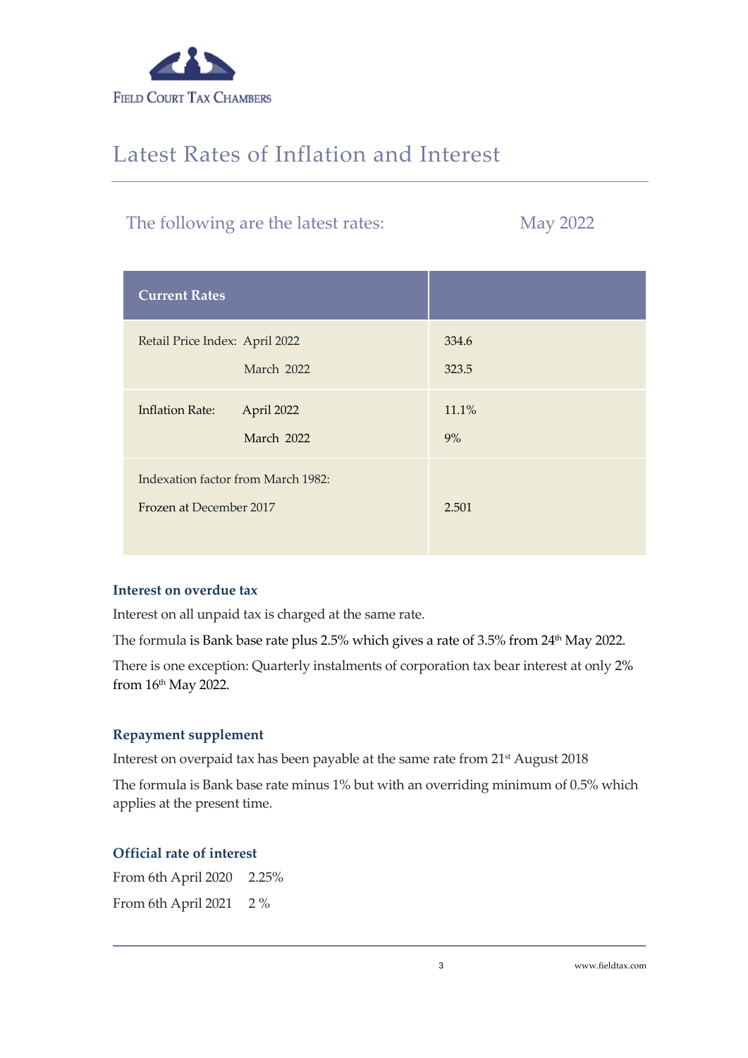Field Court Tax Chambers

# Latest Rates of Inflation and Interest

## The following are the latest rates: May 2022

| Current Rates | |
|---|---|
| Retail Price Index: April 2022 | 334.6 |
| March 2022 | 323.5 |
| Inflation Rate: April 2022 | 11.1% |
| March 2022 | 9% |
| Indexation factor from March 1982: Frozen at December 2017 | 2.501 |

### Interest on overdue tax

Interest on all unpaid tax is charged at the same rate.

The formula is Bank base rate plus 2.5% which gives a rate of 3.5% from 24th May 2022.

There is one exception: Quarterly instalments of corporation tax bear interest at only 2% from 16th May 2022.

### Repayment supplement

Interest on overpaid tax has been payable at the same rate from 21st August 2018

The formula is Bank base rate minus 1% but with an overriding minimum of 0.5% which applies at the present time.

### Official rate of interest

From 6th April 2020 2.25%

From 6th April 2021 2 %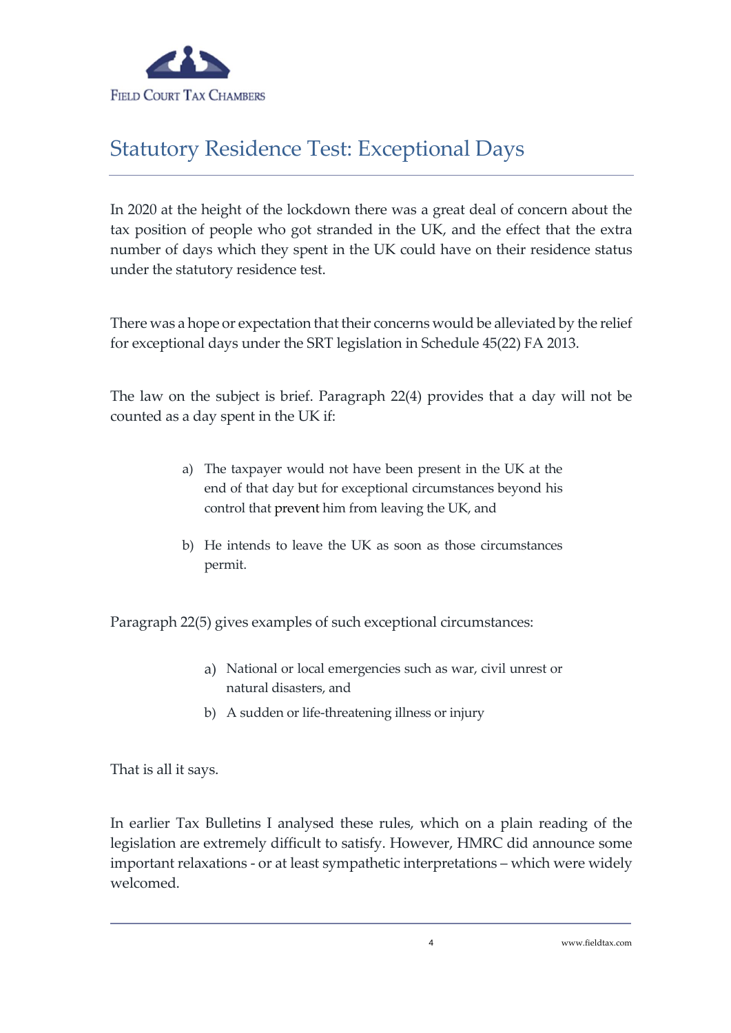# Statutory Residence Test: Exceptional Days

In 2020 at the height of the lockdown there was a great deal of concern about the tax position of people who got stranded in the UK, and the effect that the extra number of days which they spent in the UK could have on their residence status under the statutory residence test.

There was a hope or expectation that their concerns would be alleviated by the relief for exceptional days under the SRT legislation in Schedule 45(22) FA 2013.

The law on the subject is brief. Paragraph 22(4) provides that a day will not be counted as a day spent in the UK if:

> a) The taxpayer would not have been present in the UK at the end of that day but for exceptional circumstances beyond his control that prevent him from leaving the UK, and
>
> b) He intends to leave the UK as soon as those circumstances permit.

Paragraph 22(5) gives examples of such exceptional circumstances:

> a) National or local emergencies such as war, civil unrest or natural disasters, and
>
> b) A sudden or life-threatening illness or injury

That is all it says.

In earlier Tax Bulletins I analysed these rules, which on a plain reading of the legislation are extremely difficult to satisfy. However, HMRC did announce some important relaxations - or at least sympathetic interpretations – which were widely welcomed.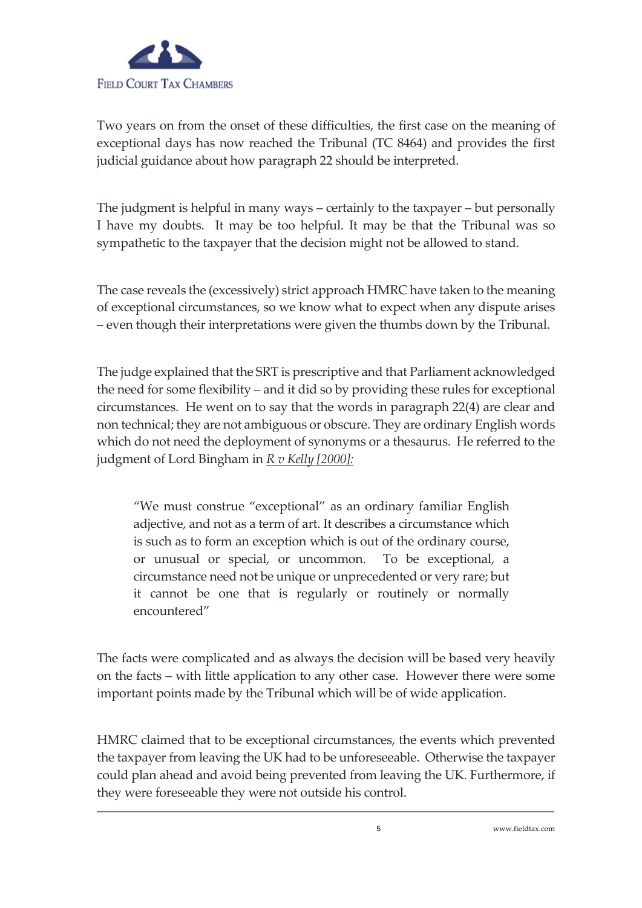Two years on from the onset of these difficulties, the first case on the meaning of exceptional days has now reached the Tribunal (TC 8464) and provides the first judicial guidance about how paragraph 22 should be interpreted.

The judgment is helpful in many ways – certainly to the taxpayer – but personally I have my doubts. It may be too helpful. It may be that the Tribunal was so sympathetic to the taxpayer that the decision might not be allowed to stand.

The case reveals the (excessively) strict approach HMRC have taken to the meaning of exceptional circumstances, so we know what to expect when any dispute arises – even though their interpretations were given the thumbs down by the Tribunal.

The judge explained that the SRT is prescriptive and that Parliament acknowledged the need for some flexibility – and it did so by providing these rules for exceptional circumstances. He went on to say that the words in paragraph 22(4) are clear and non technical; they are not ambiguous or obscure. They are ordinary English words which do not need the deployment of synonyms or a thesaurus. He referred to the judgment of Lord Bingham in *R v Kelly [2000]:*

> "We must construe "exceptional" as an ordinary familiar English adjective, and not as a term of art. It describes a circumstance which is such as to form an exception which is out of the ordinary course, or unusual or special, or uncommon. To be exceptional, a circumstance need not be unique or unprecedented or very rare; but it cannot be one that is regularly or routinely or normally encountered"

The facts were complicated and as always the decision will be based very heavily on the facts – with little application to any other case. However there were some important points made by the Tribunal which will be of wide application.

HMRC claimed that to be exceptional circumstances, the events which prevented the taxpayer from leaving the UK had to be unforeseeable. Otherwise the taxpayer could plan ahead and avoid being prevented from leaving the UK. Furthermore, if they were foreseeable they were not outside his control.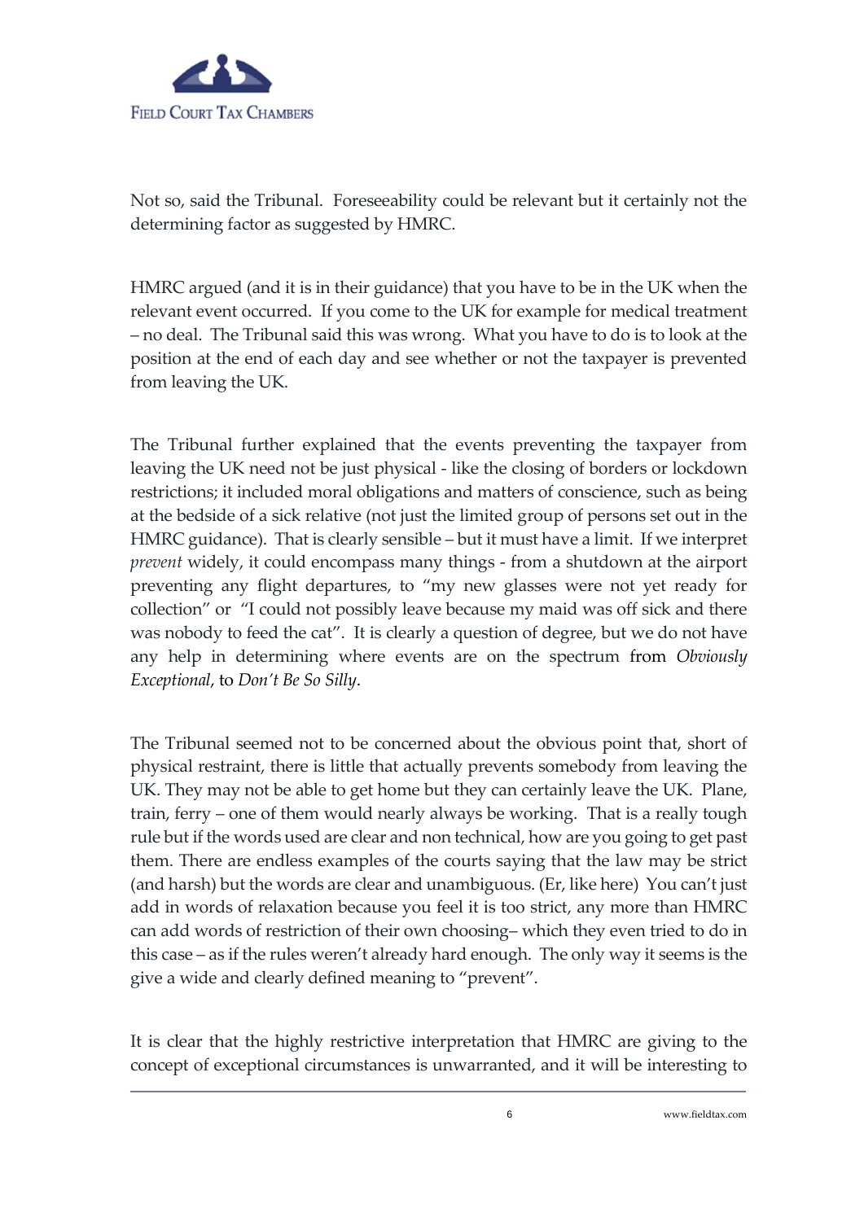Not so, said the Tribunal. Foreseeability could be relevant but it certainly not the determining factor as suggested by HMRC.

HMRC argued (and it is in their guidance) that you have to be in the UK when the relevant event occurred. If you come to the UK for example for medical treatment – no deal. The Tribunal said this was wrong. What you have to do is to look at the position at the end of each day and see whether or not the taxpayer is prevented from leaving the UK.

The Tribunal further explained that the events preventing the taxpayer from leaving the UK need not be just physical - like the closing of borders or lockdown restrictions; it included moral obligations and matters of conscience, such as being at the bedside of a sick relative (not just the limited group of persons set out in the HMRC guidance). That is clearly sensible – but it must have a limit. If we interpret *prevent* widely, it could encompass many things - from a shutdown at the airport preventing any flight departures, to "my new glasses were not yet ready for collection" or "I could not possibly leave because my maid was off sick and there was nobody to feed the cat". It is clearly a question of degree, but we do not have any help in determining where events are on the spectrum from *Obviously Exceptional*, to *Don't Be So Silly*.

The Tribunal seemed not to be concerned about the obvious point that, short of physical restraint, there is little that actually prevents somebody from leaving the UK. They may not be able to get home but they can certainly leave the UK. Plane, train, ferry – one of them would nearly always be working. That is a really tough rule but if the words used are clear and non technical, how are you going to get past them. There are endless examples of the courts saying that the law may be strict (and harsh) but the words are clear and unambiguous. (Er, like here) You can't just add in words of relaxation because you feel it is too strict, any more than HMRC can add words of restriction of their own choosing– which they even tried to do in this case – as if the rules weren't already hard enough. The only way it seems is the give a wide and clearly defined meaning to "prevent".

It is clear that the highly restrictive interpretation that HMRC are giving to the concept of exceptional circumstances is unwarranted, and it will be interesting to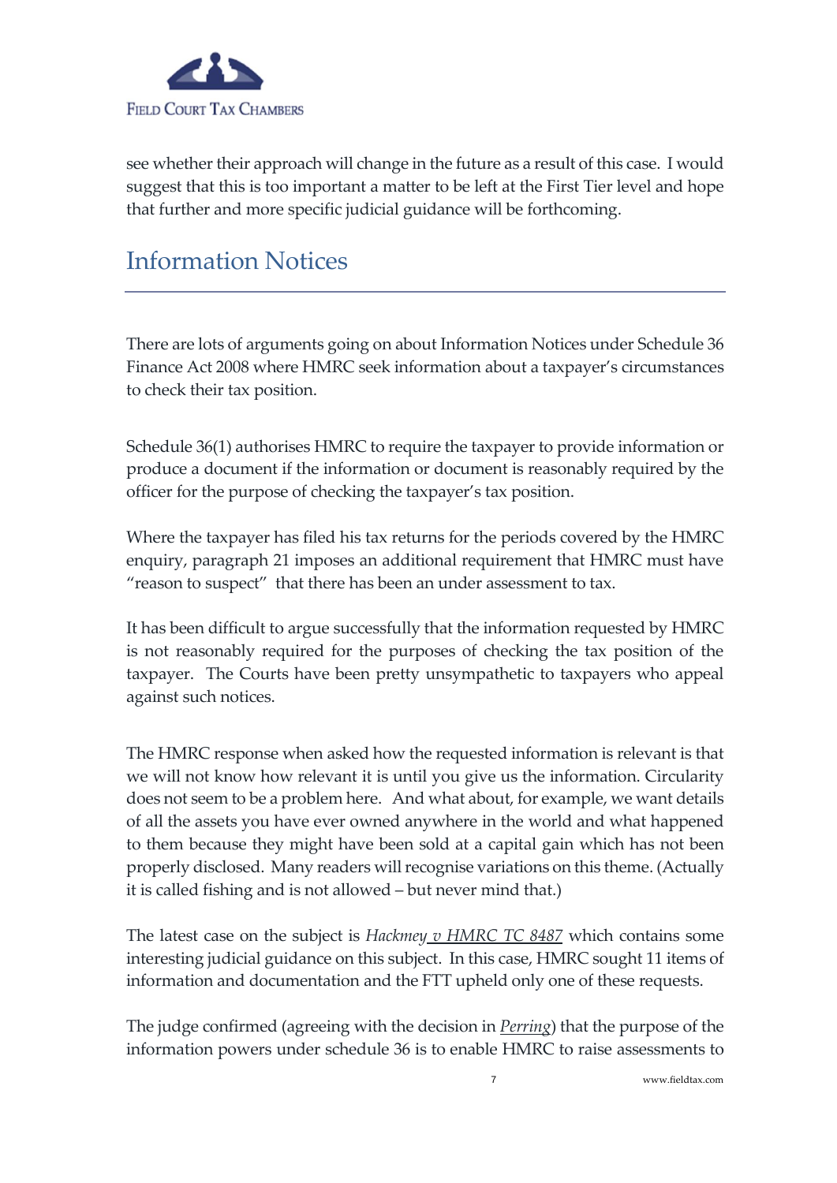see whether their approach will change in the future as a result of this case. I would suggest that this is too important a matter to be left at the First Tier level and hope that further and more specific judicial guidance will be forthcoming.

## Information Notices

There are lots of arguments going on about Information Notices under Schedule 36 Finance Act 2008 where HMRC seek information about a taxpayer's circumstances to check their tax position.

Schedule 36(1) authorises HMRC to require the taxpayer to provide information or produce a document if the information or document is reasonably required by the officer for the purpose of checking the taxpayer's tax position.

Where the taxpayer has filed his tax returns for the periods covered by the HMRC enquiry, paragraph 21 imposes an additional requirement that HMRC must have "reason to suspect" that there has been an under assessment to tax.

It has been difficult to argue successfully that the information requested by HMRC is not reasonably required for the purposes of checking the tax position of the taxpayer. The Courts have been pretty unsympathetic to taxpayers who appeal against such notices.

The HMRC response when asked how the requested information is relevant is that we will not know how relevant it is until you give us the information. Circularity does not seem to be a problem here. And what about, for example, we want details of all the assets you have ever owned anywhere in the world and what happened to them because they might have been sold at a capital gain which has not been properly disclosed. Many readers will recognise variations on this theme. (Actually it is called fishing and is not allowed – but never mind that.)

The latest case on the subject is *Hackmey v HMRC TC 8487* which contains some interesting judicial guidance on this subject. In this case, HMRC sought 11 items of information and documentation and the FTT upheld only one of these requests.

The judge confirmed (agreeing with the decision in *Perring*) that the purpose of the information powers under schedule 36 is to enable HMRC to raise assessments to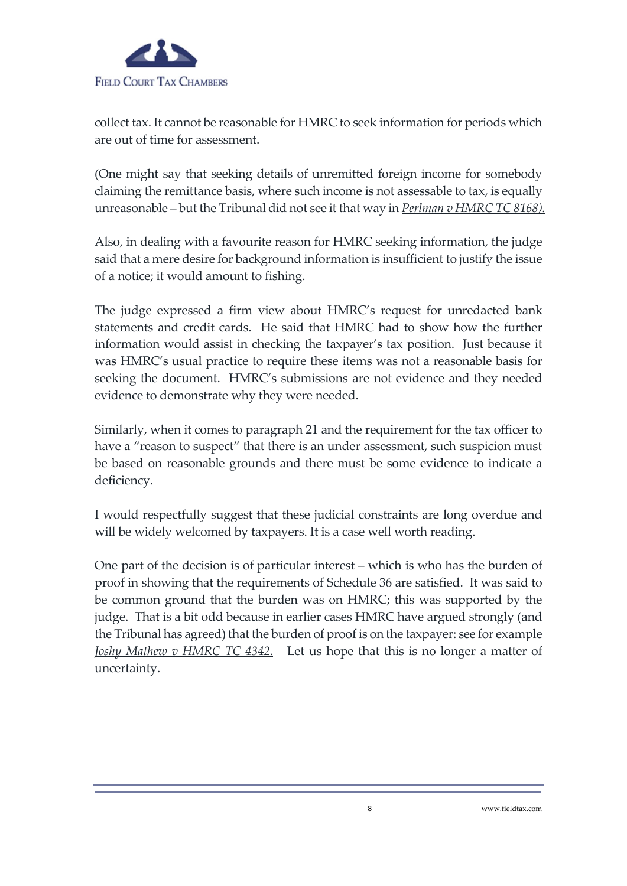collect tax. It cannot be reasonable for HMRC to seek information for periods which are out of time for assessment.

(One might say that seeking details of unremitted foreign income for somebody claiming the remittance basis, where such income is not assessable to tax, is equally unreasonable – but the Tribunal did not see it that way in *Perlman v HMRC TC 8168).*

Also, in dealing with a favourite reason for HMRC seeking information, the judge said that a mere desire for background information is insufficient to justify the issue of a notice; it would amount to fishing.

The judge expressed a firm view about HMRC's request for unredacted bank statements and credit cards. He said that HMRC had to show how the further information would assist in checking the taxpayer's tax position. Just because it was HMRC's usual practice to require these items was not a reasonable basis for seeking the document. HMRC's submissions are not evidence and they needed evidence to demonstrate why they were needed.

Similarly, when it comes to paragraph 21 and the requirement for the tax officer to have a "reason to suspect" that there is an under assessment, such suspicion must be based on reasonable grounds and there must be some evidence to indicate a deficiency.

I would respectfully suggest that these judicial constraints are long overdue and will be widely welcomed by taxpayers. It is a case well worth reading.

One part of the decision is of particular interest – which is who has the burden of proof in showing that the requirements of Schedule 36 are satisfied. It was said to be common ground that the burden was on HMRC; this was supported by the judge. That is a bit odd because in earlier cases HMRC have argued strongly (and the Tribunal has agreed) that the burden of proof is on the taxpayer: see for example *Joshy Mathew v HMRC TC 4342.* Let us hope that this is no longer a matter of uncertainty.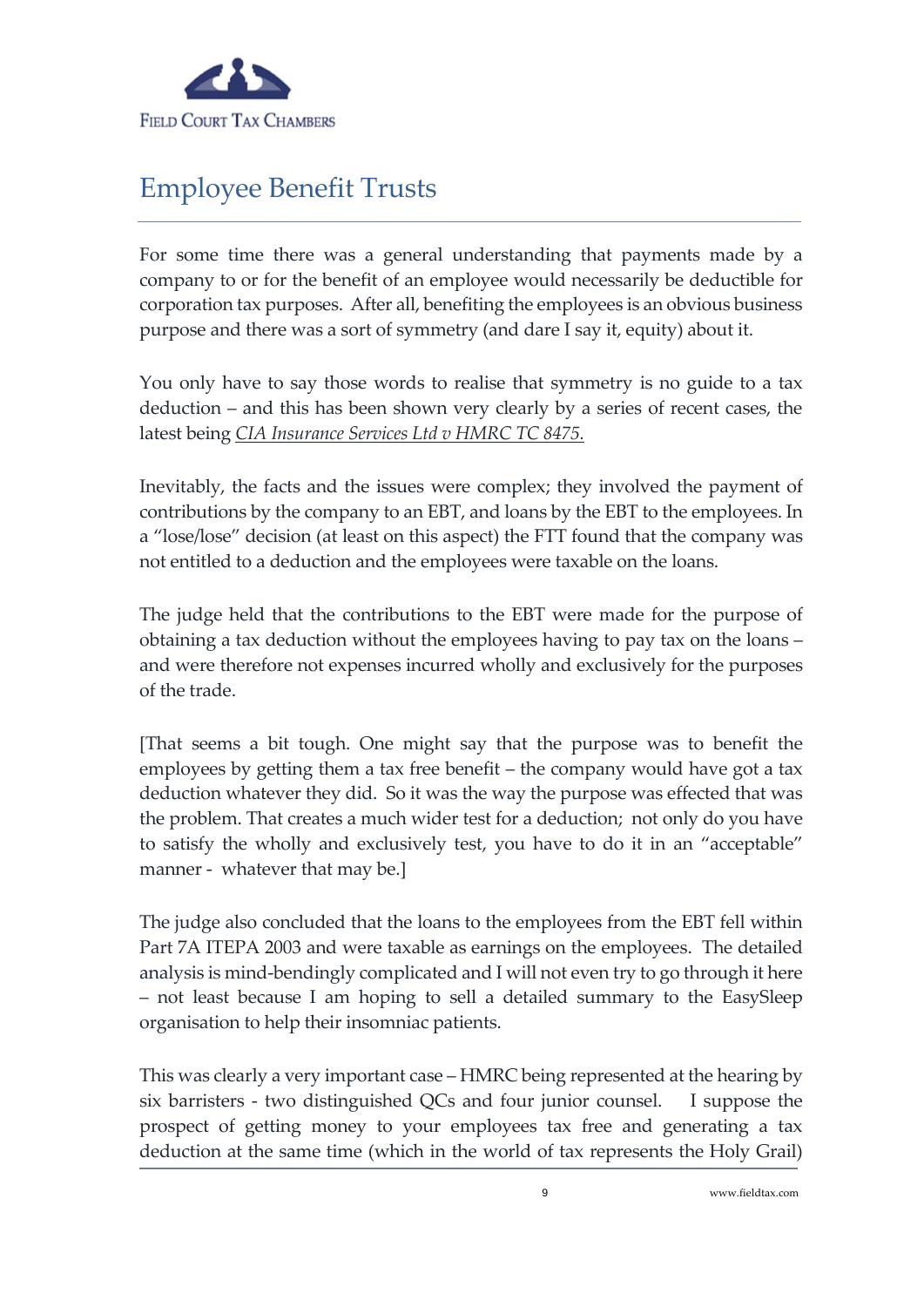# Employee Benefit Trusts

For some time there was a general understanding that payments made by a company to or for the benefit of an employee would necessarily be deductible for corporation tax purposes. After all, benefiting the employees is an obvious business purpose and there was a sort of symmetry (and dare I say it, equity) about it.

You only have to say those words to realise that symmetry is no guide to a tax deduction – and this has been shown very clearly by a series of recent cases, the latest being *CIA Insurance Services Ltd v HMRC TC 8475.*

Inevitably, the facts and the issues were complex; they involved the payment of contributions by the company to an EBT, and loans by the EBT to the employees. In a "lose/lose" decision (at least on this aspect) the FTT found that the company was not entitled to a deduction and the employees were taxable on the loans.

The judge held that the contributions to the EBT were made for the purpose of obtaining a tax deduction without the employees having to pay tax on the loans – and were therefore not expenses incurred wholly and exclusively for the purposes of the trade.

[That seems a bit tough. One might say that the purpose was to benefit the employees by getting them a tax free benefit – the company would have got a tax deduction whatever they did. So it was the way the purpose was effected that was the problem. That creates a much wider test for a deduction; not only do you have to satisfy the wholly and exclusively test, you have to do it in an "acceptable" manner - whatever that may be.]

The judge also concluded that the loans to the employees from the EBT fell within Part 7A ITEPA 2003 and were taxable as earnings on the employees. The detailed analysis is mind-bendingly complicated and I will not even try to go through it here – not least because I am hoping to sell a detailed summary to the EasySleep organisation to help their insomniac patients.

This was clearly a very important case – HMRC being represented at the hearing by six barristers - two distinguished QCs and four junior counsel. I suppose the prospect of getting money to your employees tax free and generating a tax deduction at the same time (which in the world of tax represents the Holy Grail)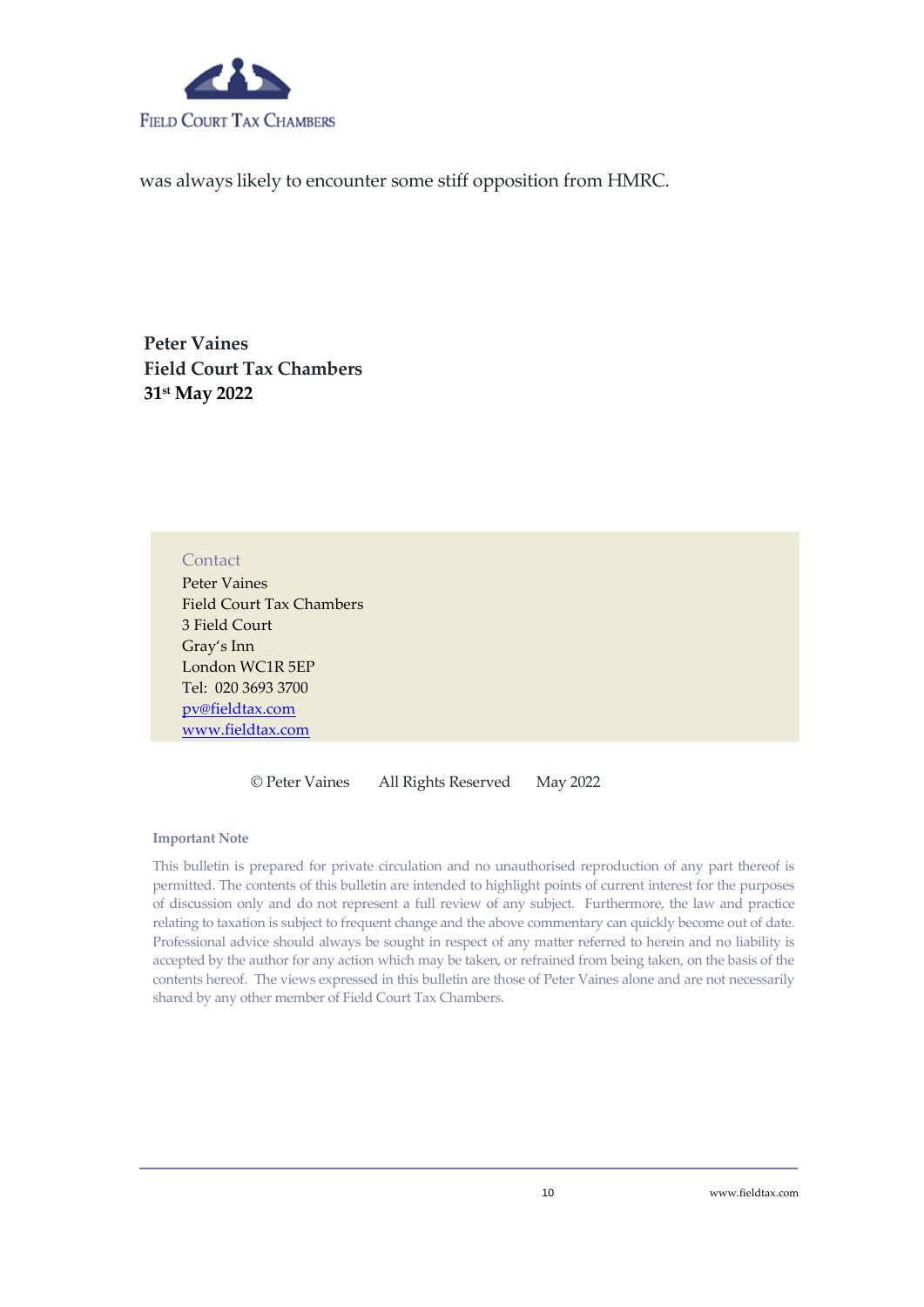was always likely to encounter some stiff opposition from HMRC.

**Peter Vaines**
**Field Court Tax Chambers**
**31st May 2022**

Contact
Peter Vaines
Field Court Tax Chambers
3 Field Court
Gray's Inn
London WC1R 5EP
Tel: 020 3693 3700
pv@fieldtax.com
www.fieldtax.com

© Peter Vaines All Rights Reserved May 2022

**Important Note**

This bulletin is prepared for private circulation and no unauthorised reproduction of any part thereof is permitted. The contents of this bulletin are intended to highlight points of current interest for the purposes of discussion only and do not represent a full review of any subject. Furthermore, the law and practice relating to taxation is subject to frequent change and the above commentary can quickly become out of date. Professional advice should always be sought in respect of any matter referred to herein and no liability is accepted by the author for any action which may be taken, or refrained from being taken, on the basis of the contents hereof. The views expressed in this bulletin are those of Peter Vaines alone and are not necessarily shared by any other member of Field Court Tax Chambers.